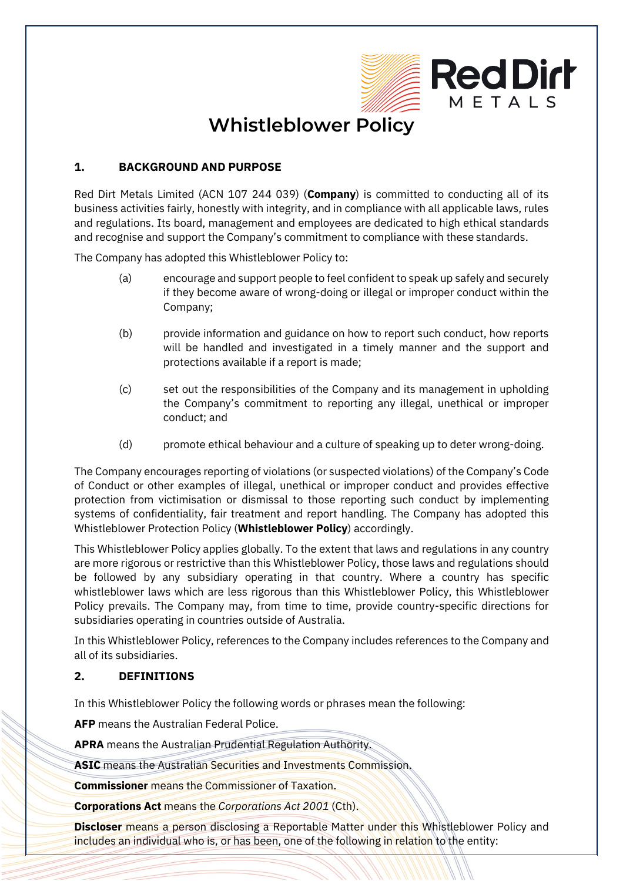# Whistleblower Policy

## 1. BACKGROUND AND PURPOSE

Red Dirt Metals Limited (ACN 107 244 039) (**Company**) is committed to conducting all of its business activities fairly, honestly with integrity, and in compliance with all applicable laws, rules and regulations. Its board, management and employees are dedicated to high ethical standards and recognise and support the Company's commitment to compliance with these standards.

The Company has adopted this Whistleblower Policy to:

(a) encourage and support people to feel confident to speak up safely and securely if they become aware of wrong-doing or illegal or improper conduct within the Company;

(b) provide information and guidance on how to report such conduct, how reports will be handled and investigated in a timely manner and the support and protections available if a report is made;

(c) set out the responsibilities of the Company and its management in upholding the Company's commitment to reporting any illegal, unethical or improper conduct; and

(d) promote ethical behaviour and a culture of speaking up to deter wrong-doing.

The Company encourages reporting of violations (or suspected violations) of the Company's Code of Conduct or other examples of illegal, unethical or improper conduct and provides effective protection from victimisation or dismissal to those reporting such conduct by implementing systems of confidentiality, fair treatment and report handling. The Company has adopted this Whistleblower Protection Policy (**Whistleblower Policy**) accordingly.

This Whistleblower Policy applies globally. To the extent that laws and regulations in any country are more rigorous or restrictive than this Whistleblower Policy, those laws and regulations should be followed by any subsidiary operating in that country. Where a country has specific whistleblower laws which are less rigorous than this Whistleblower Policy, this Whistleblower Policy prevails. The Company may, from time to time, provide country-specific directions for subsidiaries operating in countries outside of Australia.

In this Whistleblower Policy, references to the Company includes references to the Company and all of its subsidiaries.

## 2. DEFINITIONS

In this Whistleblower Policy the following words or phrases mean the following:

**AFP** means the Australian Federal Police.

**APRA** means the Australian Prudential Regulation Authority.

**ASIC** means the Australian Securities and Investments Commission.

**Commissioner** means the Commissioner of Taxation.

**Corporations Act** means the *Corporations Act 2001* (Cth).

**Discloser** means a person disclosing a Reportable Matter under this Whistleblower Policy and includes an individual who is, or has been, one of the following in relation to the entity: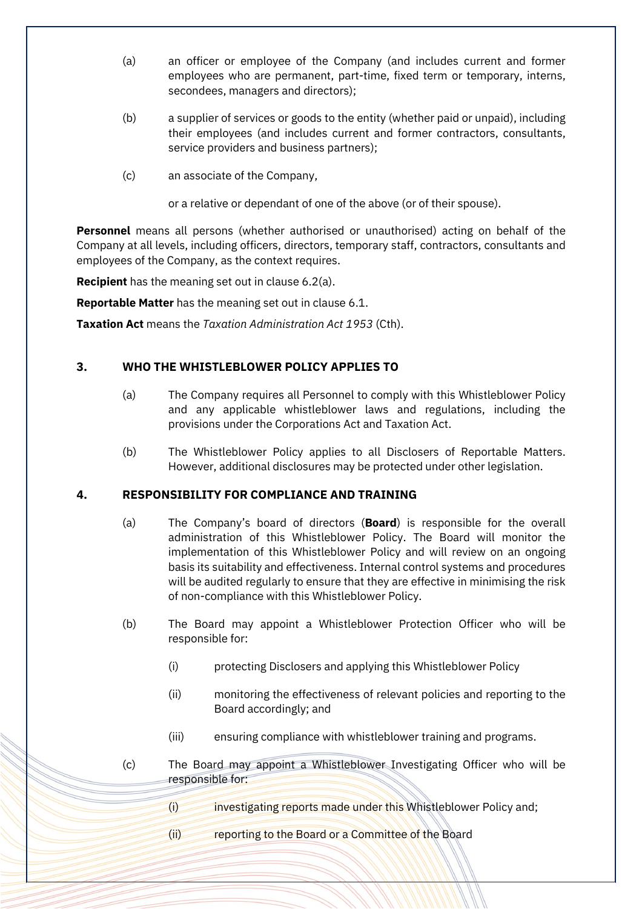(a) an officer or employee of the Company (and includes current and former employees who are permanent, part-time, fixed term or temporary, interns, secondees, managers and directors);

(b) a supplier of services or goods to the entity (whether paid or unpaid), including their employees (and includes current and former contractors, consultants, service providers and business partners);

(c) an associate of the Company,

or a relative or dependant of one of the above (or of their spouse).

**Personnel** means all persons (whether authorised or unauthorised) acting on behalf of the Company at all levels, including officers, directors, temporary staff, contractors, consultants and employees of the Company, as the context requires.

**Recipient** has the meaning set out in clause 6.2(a).

**Reportable Matter** has the meaning set out in clause 6.1.

**Taxation Act** means the *Taxation Administration Act 1953* (Cth).

## 3. WHO THE WHISTLEBLOWER POLICY APPLIES TO

(a) The Company requires all Personnel to comply with this Whistleblower Policy and any applicable whistleblower laws and regulations, including the provisions under the Corporations Act and Taxation Act.

(b) The Whistleblower Policy applies to all Disclosers of Reportable Matters. However, additional disclosures may be protected under other legislation.

## 4. RESPONSIBILITY FOR COMPLIANCE AND TRAINING

(a) The Company's board of directors (**Board**) is responsible for the overall administration of this Whistleblower Policy. The Board will monitor the implementation of this Whistleblower Policy and will review on an ongoing basis its suitability and effectiveness. Internal control systems and procedures will be audited regularly to ensure that they are effective in minimising the risk of non-compliance with this Whistleblower Policy.

(b) The Board may appoint a Whistleblower Protection Officer who will be responsible for:

   (i) protecting Disclosers and applying this Whistleblower Policy

   (ii) monitoring the effectiveness of relevant policies and reporting to the Board accordingly; and

   (iii) ensuring compliance with whistleblower training and programs.

(c) The Board may appoint a Whistleblower Investigating Officer who will be responsible for:

   (i) investigating reports made under this Whistleblower Policy and;

   (ii) reporting to the Board or a Committee of the Board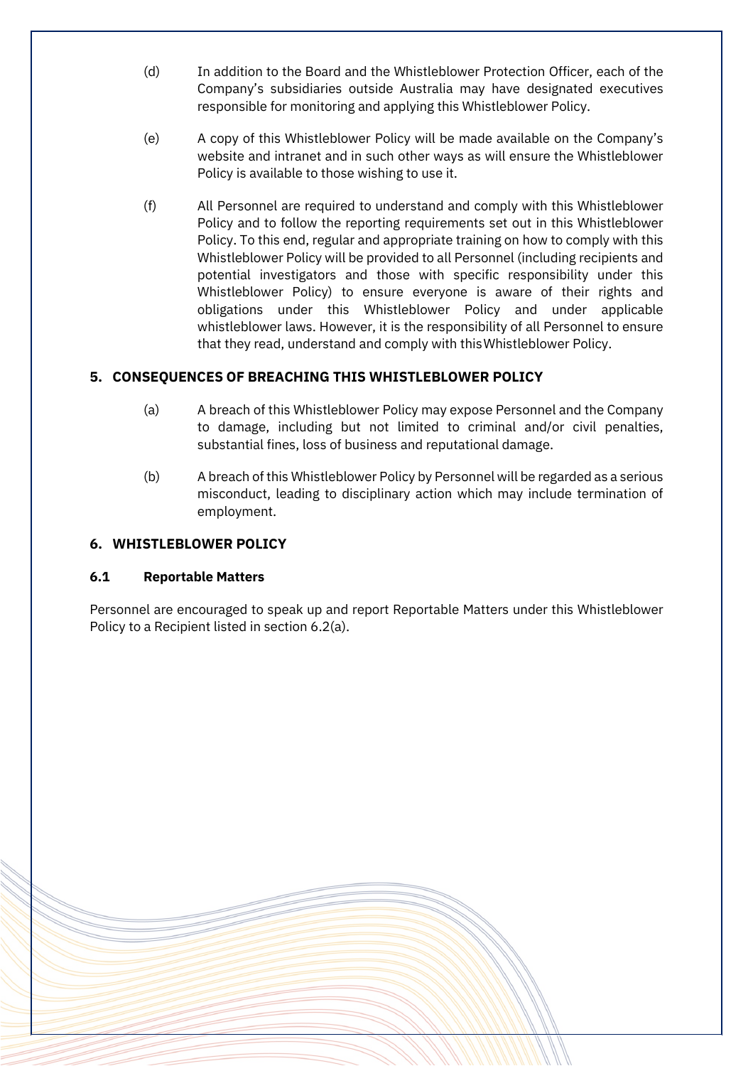(d) In addition to the Board and the Whistleblower Protection Officer, each of the Company's subsidiaries outside Australia may have designated executives responsible for monitoring and applying this Whistleblower Policy.

(e) A copy of this Whistleblower Policy will be made available on the Company's website and intranet and in such other ways as will ensure the Whistleblower Policy is available to those wishing to use it.

(f) All Personnel are required to understand and comply with this Whistleblower Policy and to follow the reporting requirements set out in this Whistleblower Policy. To this end, regular and appropriate training on how to comply with this Whistleblower Policy will be provided to all Personnel (including recipients and potential investigators and those with specific responsibility under this Whistleblower Policy) to ensure everyone is aware of their rights and obligations under this Whistleblower Policy and under applicable whistleblower laws. However, it is the responsibility of all Personnel to ensure that they read, understand and comply with this Whistleblower Policy.

## 5. CONSEQUENCES OF BREACHING THIS WHISTLEBLOWER POLICY

(a) A breach of this Whistleblower Policy may expose Personnel and the Company to damage, including but not limited to criminal and/or civil penalties, substantial fines, loss of business and reputational damage.

(b) A breach of this Whistleblower Policy by Personnel will be regarded as a serious misconduct, leading to disciplinary action which may include termination of employment.

## 6. WHISTLEBLOWER POLICY

### 6.1 Reportable Matters

Personnel are encouraged to speak up and report Reportable Matters under this Whistleblower Policy to a Recipient listed in section 6.2(a).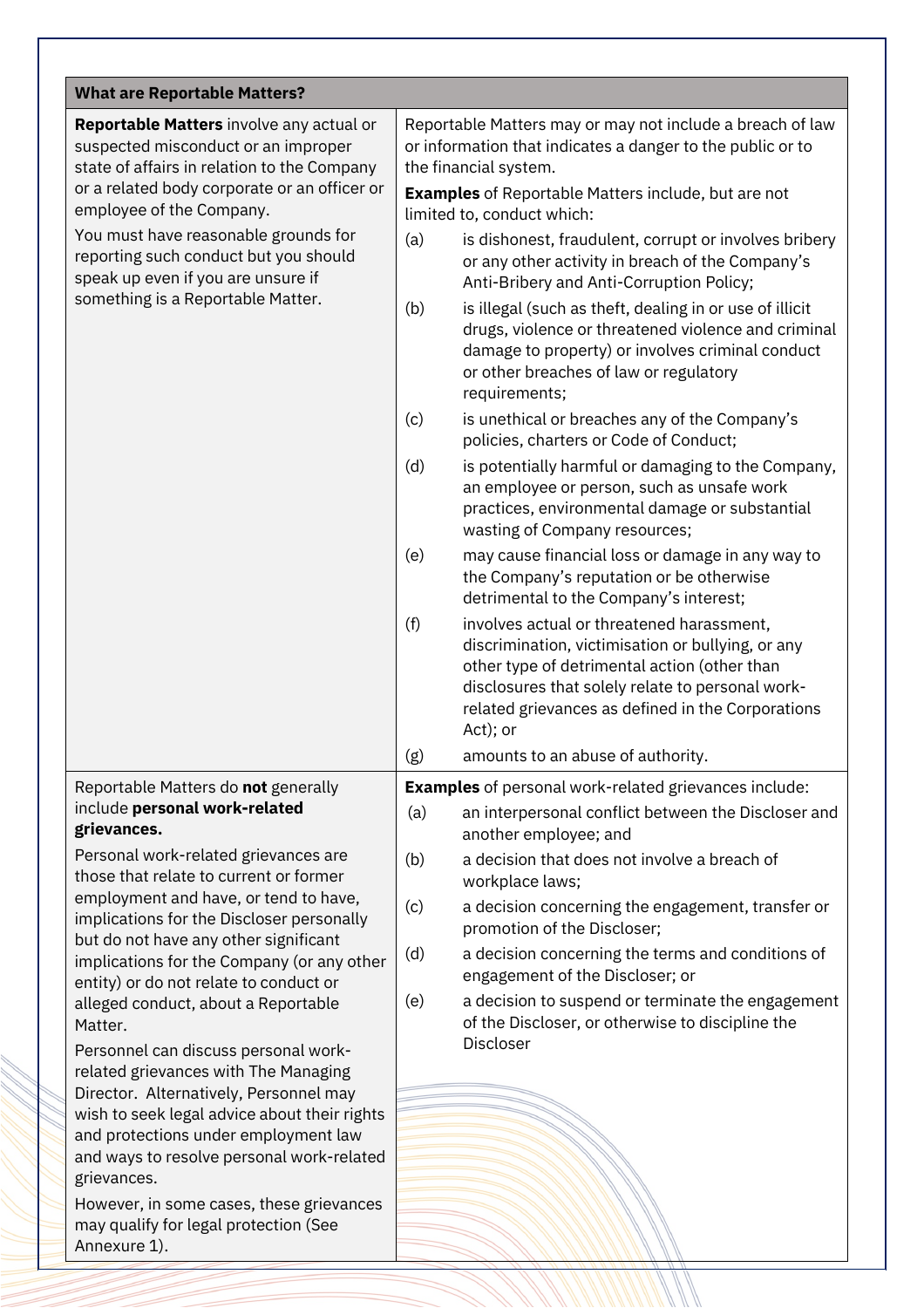| What are Reportable Matters? | |
|---|---|
| **Reportable Matters** involve any actual or suspected misconduct or an improper state of affairs in relation to the Company or a related body corporate or an officer or employee of the Company.<br><br>You must have reasonable grounds for reporting such conduct but you should speak up even if you are unsure if something is a Reportable Matter. | Reportable Matters may or may not include a breach of law or information that indicates a danger to the public or to the financial system.<br><br>**Examples** of Reportable Matters include, but are not limited to, conduct which:<br><br>(a) is dishonest, fraudulent, corrupt or involves bribery or any other activity in breach of the Company's Anti-Bribery and Anti-Corruption Policy;<br><br>(b) is illegal (such as theft, dealing in or use of illicit drugs, violence or threatened violence and criminal damage to property) or involves criminal conduct or other breaches of law or regulatory requirements;<br><br>(c) is unethical or breaches any of the Company's policies, charters or Code of Conduct;<br><br>(d) is potentially harmful or damaging to the Company, an employee or person, such as unsafe work practices, environmental damage or substantial wasting of Company resources;<br><br>(e) may cause financial loss or damage in any way to the Company's reputation or be otherwise detrimental to the Company's interest;<br><br>(f) involves actual or threatened harassment, discrimination, victimisation or bullying, or any other type of detrimental action (other than disclosures that solely relate to personal work-related grievances as defined in the Corporations Act); or<br><br>(g) amounts to an abuse of authority. |
| Reportable Matters do **not** generally include **personal work-related grievances.**<br><br>Personal work-related grievances are those that relate to current or former employment and have, or tend to have, implications for the Discloser personally but do not have any other significant implications for the Company (or any other entity) or do not relate to conduct or alleged conduct, about a Reportable Matter.<br><br>Personnel can discuss personal work-related grievances with The Managing Director. Alternatively, Personnel may wish to seek legal advice about their rights and protections under employment law and ways to resolve personal work-related grievances.<br><br>However, in some cases, these grievances may qualify for legal protection (See Annexure 1). | **Examples** of personal work-related grievances include:<br><br>(a) an interpersonal conflict between the Discloser and another employee; and<br><br>(b) a decision that does not involve a breach of workplace laws;<br><br>(c) a decision concerning the engagement, transfer or promotion of the Discloser;<br><br>(d) a decision concerning the terms and conditions of engagement of the Discloser; or<br><br>(e) a decision to suspend or terminate the engagement of the Discloser, or otherwise to discipline the Discloser |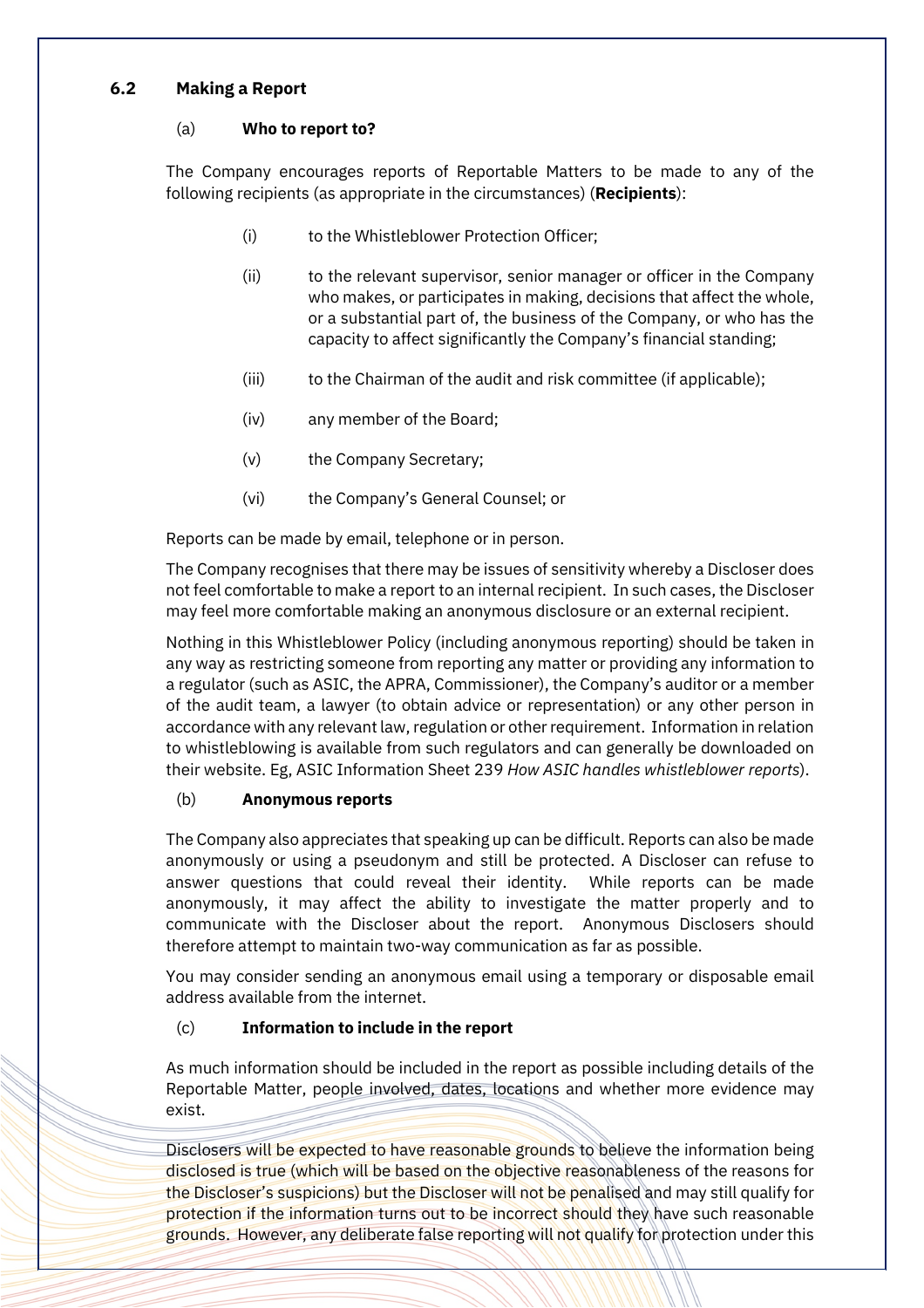### 6.2 Making a Report

#### (a) Who to report to?

The Company encourages reports of Reportable Matters to be made to any of the following recipients (as appropriate in the circumstances) (**Recipients**):

(i) to the Whistleblower Protection Officer;

(ii) to the relevant supervisor, senior manager or officer in the Company who makes, or participates in making, decisions that affect the whole, or a substantial part of, the business of the Company, or who has the capacity to affect significantly the Company's financial standing;

(iii) to the Chairman of the audit and risk committee (if applicable);

(iv) any member of the Board;

(v) the Company Secretary;

(vi) the Company's General Counsel; or

Reports can be made by email, telephone or in person.

The Company recognises that there may be issues of sensitivity whereby a Discloser does not feel comfortable to make a report to an internal recipient. In such cases, the Discloser may feel more comfortable making an anonymous disclosure or an external recipient.

Nothing in this Whistleblower Policy (including anonymous reporting) should be taken in any way as restricting someone from reporting any matter or providing any information to a regulator (such as ASIC, the APRA, Commissioner), the Company's auditor or a member of the audit team, a lawyer (to obtain advice or representation) or any other person in accordance with any relevant law, regulation or other requirement. Information in relation to whistleblowing is available from such regulators and can generally be downloaded on their website. Eg, ASIC Information Sheet 239 *How ASIC handles whistleblower reports*).

#### (b) Anonymous reports

The Company also appreciates that speaking up can be difficult. Reports can also be made anonymously or using a pseudonym and still be protected. A Discloser can refuse to answer questions that could reveal their identity. While reports can be made anonymously, it may affect the ability to investigate the matter properly and to communicate with the Discloser about the report. Anonymous Disclosers should therefore attempt to maintain two-way communication as far as possible.

You may consider sending an anonymous email using a temporary or disposable email address available from the internet.

#### (c) Information to include in the report

As much information should be included in the report as possible including details of the Reportable Matter, people involved, dates, locations and whether more evidence may exist.

Disclosers will be expected to have reasonable grounds to believe the information being disclosed is true (which will be based on the objective reasonableness of the reasons for the Discloser's suspicions) but the Discloser will not be penalised and may still qualify for protection if the information turns out to be incorrect should they have such reasonable grounds. However, any deliberate false reporting will not qualify for protection under this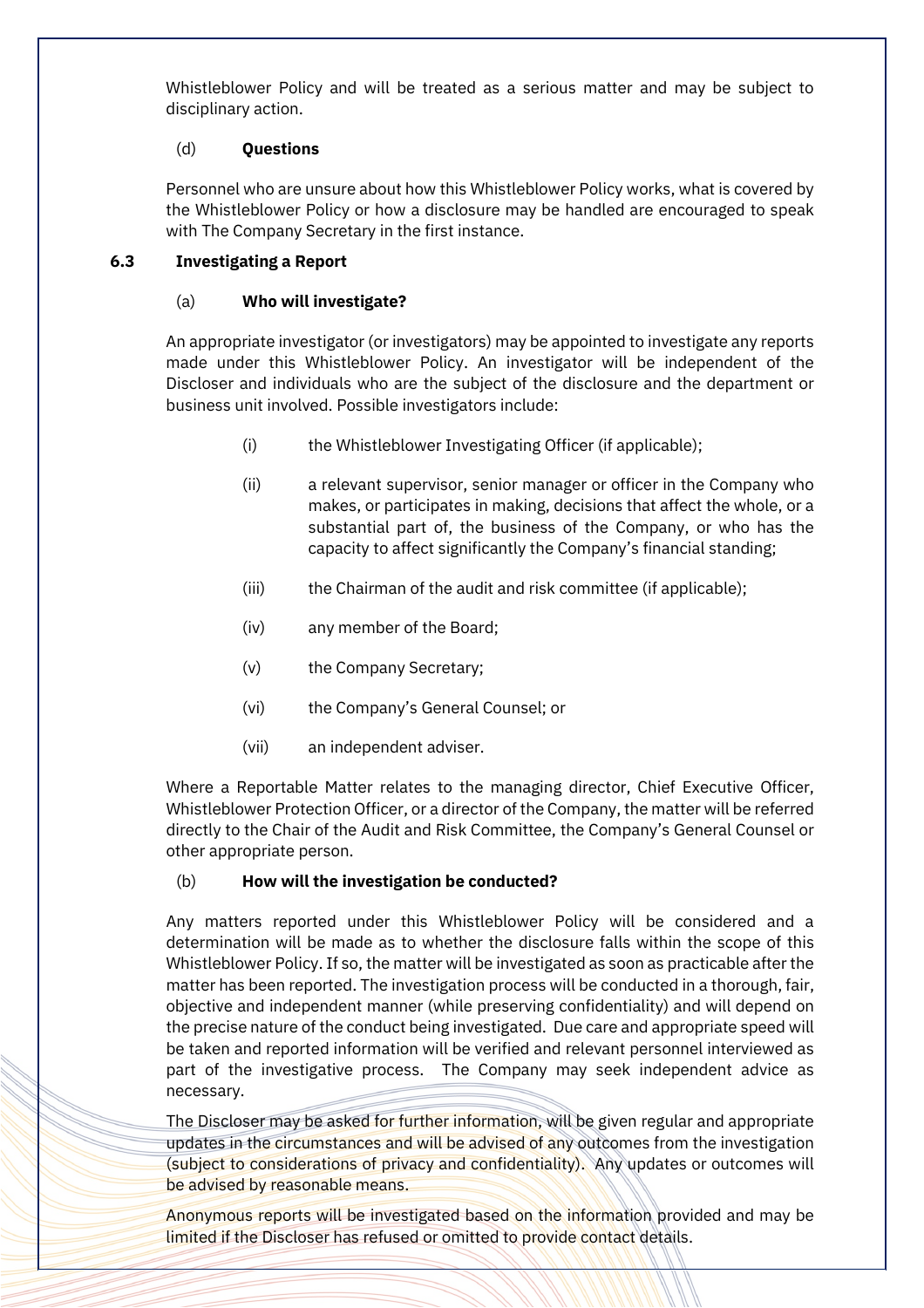Whistleblower Policy and will be treated as a serious matter and may be subject to disciplinary action.

(d) **Questions**

Personnel who are unsure about how this Whistleblower Policy works, what is covered by the Whistleblower Policy or how a disclosure may be handled are encouraged to speak with The Company Secretary in the first instance.

### 6.3 Investigating a Report

(a) **Who will investigate?**

An appropriate investigator (or investigators) may be appointed to investigate any reports made under this Whistleblower Policy. An investigator will be independent of the Discloser and individuals who are the subject of the disclosure and the department or business unit involved. Possible investigators include:

- (i) the Whistleblower Investigating Officer (if applicable);
- (ii) a relevant supervisor, senior manager or officer in the Company who makes, or participates in making, decisions that affect the whole, or a substantial part of, the business of the Company, or who has the capacity to affect significantly the Company's financial standing;
- (iii) the Chairman of the audit and risk committee (if applicable);
- (iv) any member of the Board;
- (v) the Company Secretary;
- (vi) the Company's General Counsel; or
- (vii) an independent adviser.

Where a Reportable Matter relates to the managing director, Chief Executive Officer, Whistleblower Protection Officer, or a director of the Company, the matter will be referred directly to the Chair of the Audit and Risk Committee, the Company's General Counsel or other appropriate person.

(b) **How will the investigation be conducted?**

Any matters reported under this Whistleblower Policy will be considered and a determination will be made as to whether the disclosure falls within the scope of this Whistleblower Policy. If so, the matter will be investigated as soon as practicable after the matter has been reported. The investigation process will be conducted in a thorough, fair, objective and independent manner (while preserving confidentiality) and will depend on the precise nature of the conduct being investigated. Due care and appropriate speed will be taken and reported information will be verified and relevant personnel interviewed as part of the investigative process. The Company may seek independent advice as necessary.

The Discloser may be asked for further information, will be given regular and appropriate updates in the circumstances and will be advised of any outcomes from the investigation (subject to considerations of privacy and confidentiality). Any updates or outcomes will be advised by reasonable means.

Anonymous reports will be investigated based on the information provided and may be limited if the Discloser has refused or omitted to provide contact details.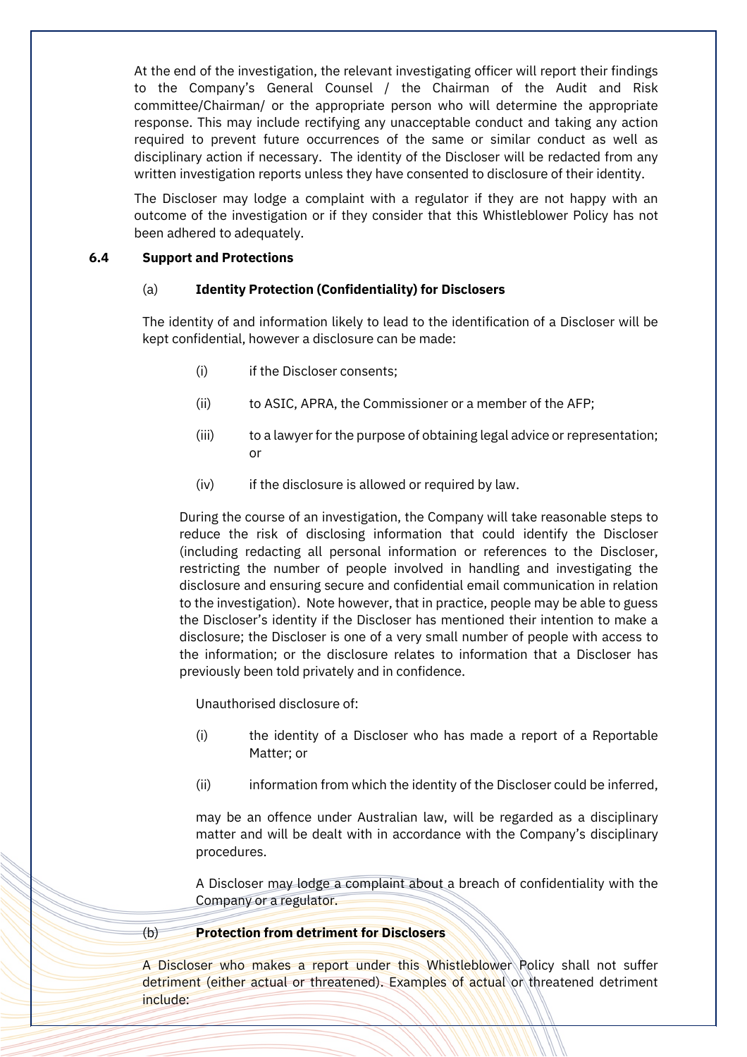At the end of the investigation, the relevant investigating officer will report their findings to the Company's General Counsel / the Chairman of the Audit and Risk committee/Chairman/ or the appropriate person who will determine the appropriate response. This may include rectifying any unacceptable conduct and taking any action required to prevent future occurrences of the same or similar conduct as well as disciplinary action if necessary. The identity of the Discloser will be redacted from any written investigation reports unless they have consented to disclosure of their identity.

The Discloser may lodge a complaint with a regulator if they are not happy with an outcome of the investigation or if they consider that this Whistleblower Policy has not been adhered to adequately.

### 6.4 Support and Protections

#### (a) Identity Protection (Confidentiality) for Disclosers

The identity of and information likely to lead to the identification of a Discloser will be kept confidential, however a disclosure can be made:

(i) if the Discloser consents;

(ii) to ASIC, APRA, the Commissioner or a member of the AFP;

(iii) to a lawyer for the purpose of obtaining legal advice or representation; or

(iv) if the disclosure is allowed or required by law.

During the course of an investigation, the Company will take reasonable steps to reduce the risk of disclosing information that could identify the Discloser (including redacting all personal information or references to the Discloser, restricting the number of people involved in handling and investigating the disclosure and ensuring secure and confidential email communication in relation to the investigation). Note however, that in practice, people may be able to guess the Discloser's identity if the Discloser has mentioned their intention to make a disclosure; the Discloser is one of a very small number of people with access to the information; or the disclosure relates to information that a Discloser has previously been told privately and in confidence.

Unauthorised disclosure of:

(i) the identity of a Discloser who has made a report of a Reportable Matter; or

(ii) information from which the identity of the Discloser could be inferred,

may be an offence under Australian law, will be regarded as a disciplinary matter and will be dealt with in accordance with the Company's disciplinary procedures.

A Discloser may lodge a complaint about a breach of confidentiality with the Company or a regulator.

#### (b) Protection from detriment for Disclosers

A Discloser who makes a report under this Whistleblower Policy shall not suffer detriment (either actual or threatened). Examples of actual or threatened detriment include: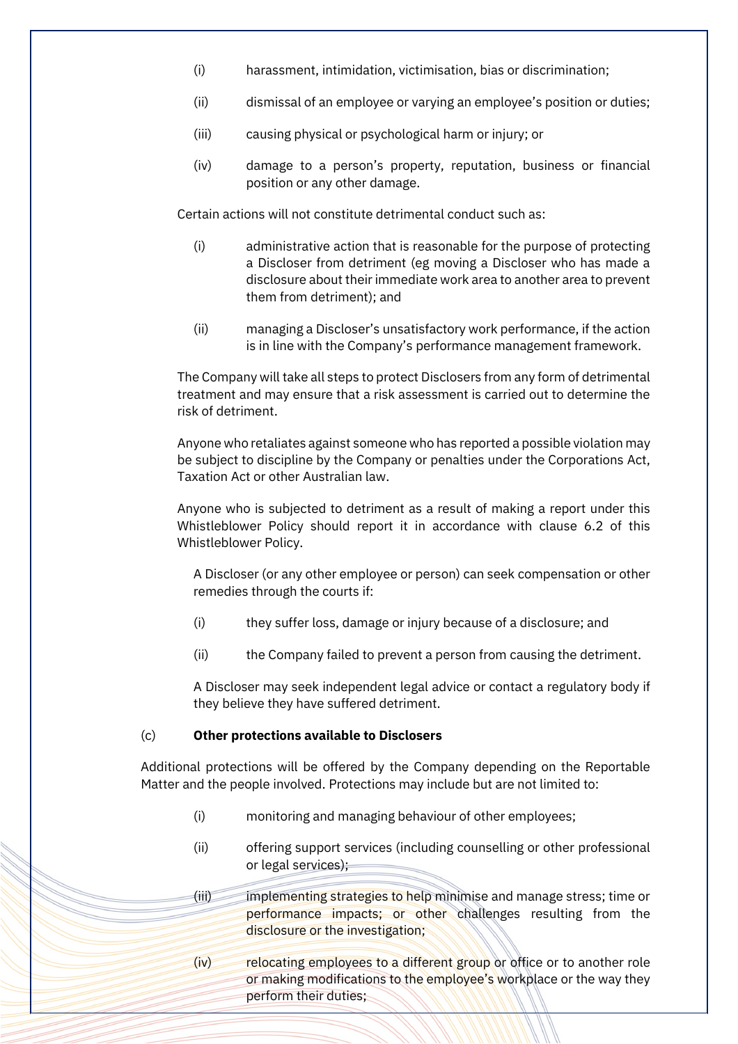(i) harassment, intimidation, victimisation, bias or discrimination;

(ii) dismissal of an employee or varying an employee's position or duties;

(iii) causing physical or psychological harm or injury; or

(iv) damage to a person's property, reputation, business or financial position or any other damage.

Certain actions will not constitute detrimental conduct such as:

(i) administrative action that is reasonable for the purpose of protecting a Discloser from detriment (eg moving a Discloser who has made a disclosure about their immediate work area to another area to prevent them from detriment); and

(ii) managing a Discloser's unsatisfactory work performance, if the action is in line with the Company's performance management framework.

The Company will take all steps to protect Disclosers from any form of detrimental treatment and may ensure that a risk assessment is carried out to determine the risk of detriment.

Anyone who retaliates against someone who has reported a possible violation may be subject to discipline by the Company or penalties under the Corporations Act, Taxation Act or other Australian law.

Anyone who is subjected to detriment as a result of making a report under this Whistleblower Policy should report it in accordance with clause 6.2 of this Whistleblower Policy.

A Discloser (or any other employee or person) can seek compensation or other remedies through the courts if:

(i) they suffer loss, damage or injury because of a disclosure; and

(ii) the Company failed to prevent a person from causing the detriment.

A Discloser may seek independent legal advice or contact a regulatory body if they believe they have suffered detriment.

(c) **Other protections available to Disclosers**

Additional protections will be offered by the Company depending on the Reportable Matter and the people involved. Protections may include but are not limited to:

(i) monitoring and managing behaviour of other employees;

(ii) offering support services (including counselling or other professional or legal services);

(iii) implementing strategies to help minimise and manage stress; time or performance impacts; or other challenges resulting from the disclosure or the investigation;

(iv) relocating employees to a different group or office or to another role or making modifications to the employee's workplace or the way they perform their duties;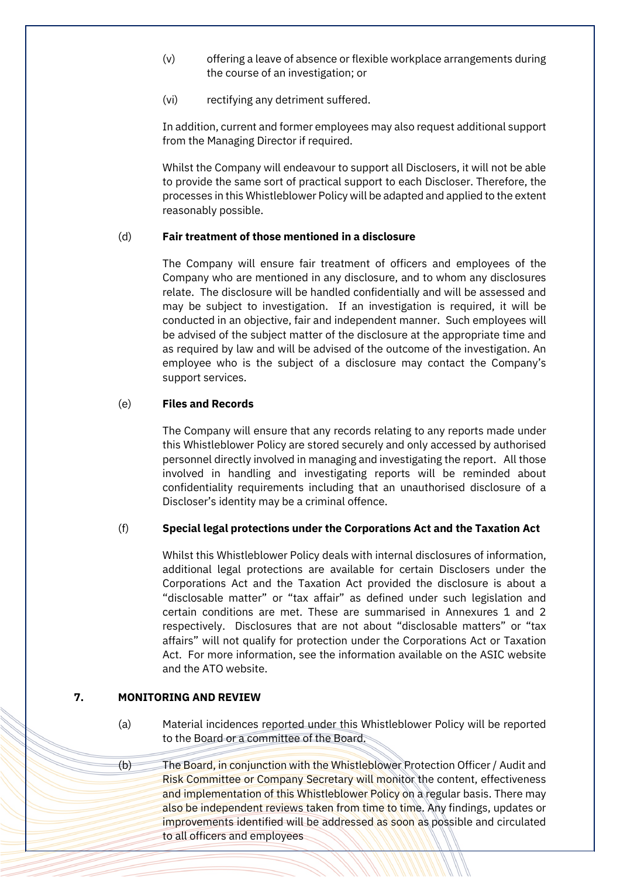(v) offering a leave of absence or flexible workplace arrangements during the course of an investigation; or

(vi) rectifying any detriment suffered.

In addition, current and former employees may also request additional support from the Managing Director if required.

Whilst the Company will endeavour to support all Disclosers, it will not be able to provide the same sort of practical support to each Discloser. Therefore, the processes in this Whistleblower Policy will be adapted and applied to the extent reasonably possible.

(d) **Fair treatment of those mentioned in a disclosure**

The Company will ensure fair treatment of officers and employees of the Company who are mentioned in any disclosure, and to whom any disclosures relate. The disclosure will be handled confidentially and will be assessed and may be subject to investigation. If an investigation is required, it will be conducted in an objective, fair and independent manner. Such employees will be advised of the subject matter of the disclosure at the appropriate time and as required by law and will be advised of the outcome of the investigation. An employee who is the subject of a disclosure may contact the Company's support services.

(e) **Files and Records**

The Company will ensure that any records relating to any reports made under this Whistleblower Policy are stored securely and only accessed by authorised personnel directly involved in managing and investigating the report. All those involved in handling and investigating reports will be reminded about confidentiality requirements including that an unauthorised disclosure of a Discloser's identity may be a criminal offence.

(f) **Special legal protections under the Corporations Act and the Taxation Act**

Whilst this Whistleblower Policy deals with internal disclosures of information, additional legal protections are available for certain Disclosers under the Corporations Act and the Taxation Act provided the disclosure is about a "disclosable matter" or "tax affair" as defined under such legislation and certain conditions are met. These are summarised in Annexures 1 and 2 respectively. Disclosures that are not about "disclosable matters" or "tax affairs" will not qualify for protection under the Corporations Act or Taxation Act. For more information, see the information available on the ASIC website and the ATO website.

## 7. MONITORING AND REVIEW

(a) Material incidences reported under this Whistleblower Policy will be reported to the Board or a committee of the Board.

(b) The Board, in conjunction with the Whistleblower Protection Officer / Audit and Risk Committee or Company Secretary will monitor the content, effectiveness and implementation of this Whistleblower Policy on a regular basis. There may also be independent reviews taken from time to time. Any findings, updates or improvements identified will be addressed as soon as possible and circulated to all officers and employees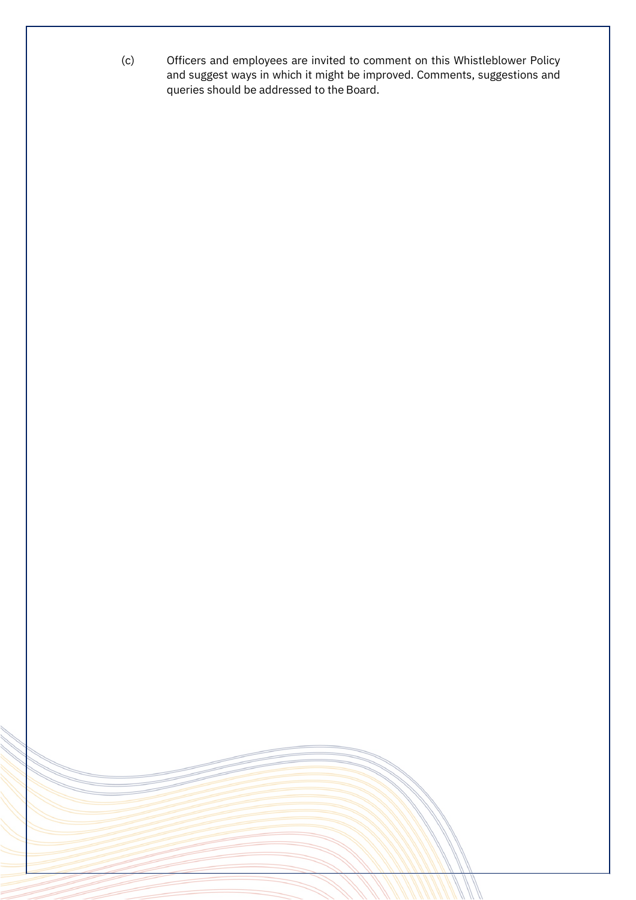(c) Officers and employees are invited to comment on this Whistleblower Policy and suggest ways in which it might be improved. Comments, suggestions and queries should be addressed to the Board.